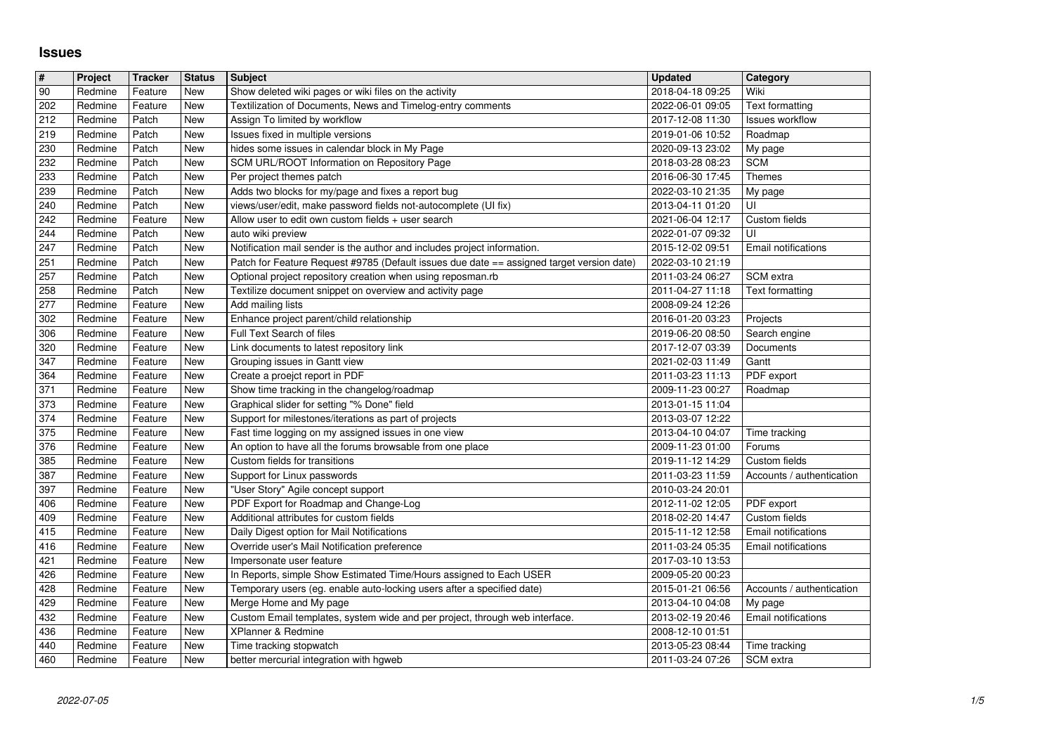# Issues

| # | Project | Tracker | Status | Subject | Updated | Category |
|---|---|---|---|---|---|---|
| 90 | Redmine | Feature | New | Show deleted wiki pages or wiki files on the activity | 2018-04-18 09:25 | Wiki |
| 202 | Redmine | Feature | New | Textilization of Documents, News and Timelog-entry comments | 2022-06-01 09:05 | Text formatting |
| 212 | Redmine | Patch | New | Assign To limited by workflow | 2017-12-08 11:30 | Issues workflow |
| 219 | Redmine | Patch | New | Issues fixed in multiple versions | 2019-01-06 10:52 | Roadmap |
| 230 | Redmine | Patch | New | hides some issues in calendar block in My Page | 2020-09-13 23:02 | My page |
| 232 | Redmine | Patch | New | SCM URL/ROOT Information on Repository Page | 2018-03-28 08:23 | SCM |
| 233 | Redmine | Patch | New | Per project themes patch | 2016-06-30 17:45 | Themes |
| 239 | Redmine | Patch | New | Adds two blocks for my/page and fixes a report bug | 2022-03-10 21:35 | My page |
| 240 | Redmine | Patch | New | views/user/edit, make password fields not-autocomplete (UI fix) | 2013-04-11 01:20 | UI |
| 242 | Redmine | Feature | New | Allow user to edit own custom fields + user search | 2021-06-04 12:17 | Custom fields |
| 244 | Redmine | Patch | New | auto wiki preview | 2022-01-07 09:32 | UI |
| 247 | Redmine | Patch | New | Notification mail sender is the author and includes project information. | 2015-12-02 09:51 | Email notifications |
| 251 | Redmine | Patch | New | Patch for Feature Request #9785 (Default issues due date == assigned target version date) | 2022-03-10 21:19 | |
| 257 | Redmine | Patch | New | Optional project repository creation when using reposman.rb | 2011-03-24 06:27 | SCM extra |
| 258 | Redmine | Patch | New | Textilize document snippet on overview and activity page | 2011-04-27 11:18 | Text formatting |
| 277 | Redmine | Feature | New | Add mailing lists | 2008-09-24 12:26 | |
| 302 | Redmine | Feature | New | Enhance project parent/child relationship | 2016-01-20 03:23 | Projects |
| 306 | Redmine | Feature | New | Full Text Search of files | 2019-06-20 08:50 | Search engine |
| 320 | Redmine | Feature | New | Link documents to latest repository link | 2017-12-07 03:39 | Documents |
| 347 | Redmine | Feature | New | Grouping issues in Gantt view | 2021-02-03 11:49 | Gantt |
| 364 | Redmine | Feature | New | Create a proejct report in PDF | 2011-03-23 11:13 | PDF export |
| 371 | Redmine | Feature | New | Show time tracking in the changelog/roadmap | 2009-11-23 00:27 | Roadmap |
| 373 | Redmine | Feature | New | Graphical slider for setting "% Done" field | 2013-01-15 11:04 | |
| 374 | Redmine | Feature | New | Support for milestones/iterations as part of projects | 2013-03-07 12:22 | |
| 375 | Redmine | Feature | New | Fast time logging on my assigned issues in one view | 2013-04-10 04:07 | Time tracking |
| 376 | Redmine | Feature | New | An option to have all the forums browsable from one place | 2009-11-23 01:00 | Forums |
| 385 | Redmine | Feature | New | Custom fields for transitions | 2019-11-12 14:29 | Custom fields |
| 387 | Redmine | Feature | New | Support for Linux passwords | 2011-03-23 11:59 | Accounts / authentication |
| 397 | Redmine | Feature | New | "User Story" Agile concept support | 2010-03-24 20:01 | |
| 406 | Redmine | Feature | New | PDF Export for Roadmap and Change-Log | 2012-11-02 12:05 | PDF export |
| 409 | Redmine | Feature | New | Additional attributes for custom fields | 2018-02-20 14:47 | Custom fields |
| 415 | Redmine | Feature | New | Daily Digest option for Mail Notifications | 2015-11-12 12:58 | Email notifications |
| 416 | Redmine | Feature | New | Override user's Mail Notification preference | 2011-03-24 05:35 | Email notifications |
| 421 | Redmine | Feature | New | Impersonate user feature | 2017-03-10 13:53 | |
| 426 | Redmine | Feature | New | In Reports, simple Show Estimated Time/Hours assigned to Each USER | 2009-05-20 00:23 | |
| 428 | Redmine | Feature | New | Temporary users (eg. enable auto-locking users after a specified date) | 2015-01-21 06:56 | Accounts / authentication |
| 429 | Redmine | Feature | New | Merge Home and My page | 2013-04-10 04:08 | My page |
| 432 | Redmine | Feature | New | Custom Email templates, system wide and per project, through web interface. | 2013-02-19 20:46 | Email notifications |
| 436 | Redmine | Feature | New | XPlanner & Redmine | 2008-12-10 01:51 | |
| 440 | Redmine | Feature | New | Time tracking stopwatch | 2013-05-23 08:44 | Time tracking |
| 460 | Redmine | Feature | New | better mercurial integration with hgweb | 2011-03-24 07:26 | SCM extra |

2022-07-05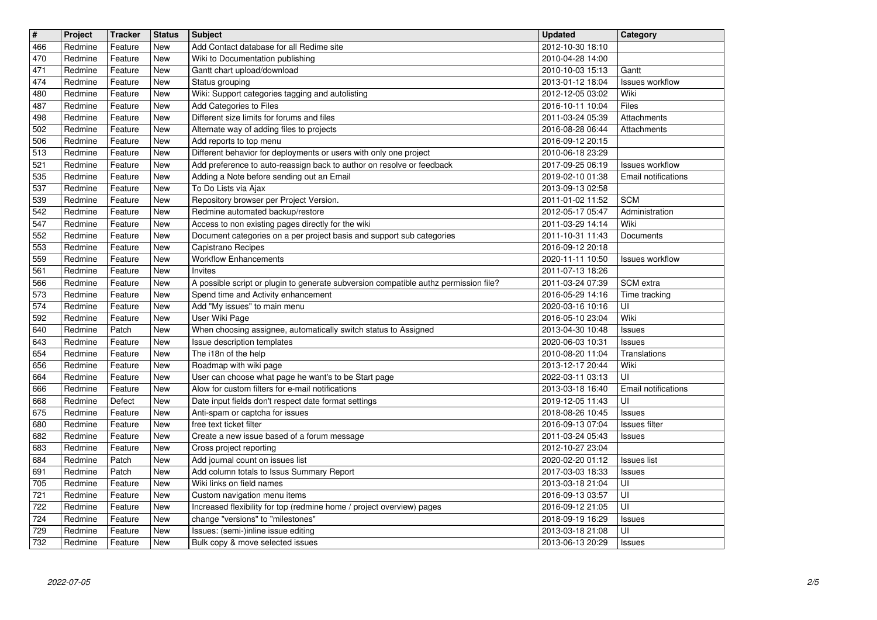| # | Project | Tracker | Status | Subject | Updated | Category |
|---|---|---|---|---|---|---|
| 466 | Redmine | Feature | New | Add Contact database for all Redime site | 2012-10-30 18:10 | |
| 470 | Redmine | Feature | New | Wiki to Documentation publishing | 2010-04-28 14:00 | |
| 471 | Redmine | Feature | New | Gantt chart upload/download | 2010-10-03 15:13 | Gantt |
| 474 | Redmine | Feature | New | Status grouping | 2013-01-12 18:04 | Issues workflow |
| 480 | Redmine | Feature | New | Wiki: Support categories tagging and autolisting | 2012-12-05 03:02 | Wiki |
| 487 | Redmine | Feature | New | Add Categories to Files | 2016-10-11 10:04 | Files |
| 498 | Redmine | Feature | New | Different size limits for forums and files | 2011-03-24 05:39 | Attachments |
| 502 | Redmine | Feature | New | Alternate way of adding files to projects | 2016-08-28 06:44 | Attachments |
| 506 | Redmine | Feature | New | Add reports to top menu | 2016-09-12 20:15 | |
| 513 | Redmine | Feature | New | Different behavior for deployments or users with only one project | 2010-06-18 23:29 | |
| 521 | Redmine | Feature | New | Add preference to auto-reassign back to author on resolve or feedback | 2017-09-25 06:19 | Issues workflow |
| 535 | Redmine | Feature | New | Adding a Note before sending out an Email | 2019-02-10 01:38 | Email notifications |
| 537 | Redmine | Feature | New | To Do Lists via Ajax | 2013-09-13 02:58 | |
| 539 | Redmine | Feature | New | Repository browser per Project Version. | 2011-01-02 11:52 | SCM |
| 542 | Redmine | Feature | New | Redmine automated backup/restore | 2012-05-17 05:47 | Administration |
| 547 | Redmine | Feature | New | Access to non existing pages directly for the wiki | 2011-03-29 14:14 | Wiki |
| 552 | Redmine | Feature | New | Document categories on a per project basis and support sub categories | 2011-10-31 11:43 | Documents |
| 553 | Redmine | Feature | New | Capistrano Recipes | 2016-09-12 20:18 | |
| 559 | Redmine | Feature | New | Workflow Enhancements | 2020-11-11 10:50 | Issues workflow |
| 561 | Redmine | Feature | New | Invites | 2011-07-13 18:26 | |
| 566 | Redmine | Feature | New | A possible script or plugin to generate subversion compatible authz permission file? | 2011-03-24 07:39 | SCM extra |
| 573 | Redmine | Feature | New | Spend time and Activity enhancement | 2016-05-29 14:16 | Time tracking |
| 574 | Redmine | Feature | New | Add "My issues" to main menu | 2020-03-16 10:16 | UI |
| 592 | Redmine | Feature | New | User Wiki Page | 2016-05-10 23:04 | Wiki |
| 640 | Redmine | Patch | New | When choosing assignee, automatically switch status to Assigned | 2013-04-30 10:48 | Issues |
| 643 | Redmine | Feature | New | Issue description templates | 2020-06-03 10:31 | Issues |
| 654 | Redmine | Feature | New | The i18n of the help | 2010-08-20 11:04 | Translations |
| 656 | Redmine | Feature | New | Roadmap with wiki page | 2013-12-17 20:44 | Wiki |
| 664 | Redmine | Feature | New | User can choose what page he want's to be Start page | 2022-03-11 03:13 | UI |
| 666 | Redmine | Feature | New | Alow for custom filters for e-mail notifications | 2013-03-18 16:40 | Email notifications |
| 668 | Redmine | Defect | New | Date input fields don't respect date format settings | 2019-12-05 11:43 | UI |
| 675 | Redmine | Feature | New | Anti-spam or captcha for issues | 2018-08-26 10:45 | Issues |
| 680 | Redmine | Feature | New | free text ticket filter | 2016-09-13 07:04 | Issues filter |
| 682 | Redmine | Feature | New | Create a new issue based of a forum message | 2011-03-24 05:43 | Issues |
| 683 | Redmine | Feature | New | Cross project reporting | 2012-10-27 23:04 | |
| 684 | Redmine | Patch | New | Add journal count on issues list | 2020-02-20 01:12 | Issues list |
| 691 | Redmine | Patch | New | Add column totals to Issus Summary Report | 2017-03-03 18:33 | Issues |
| 705 | Redmine | Feature | New | Wiki links on field names | 2013-03-18 21:04 | UI |
| 721 | Redmine | Feature | New | Custom navigation menu items | 2016-09-13 03:57 | UI |
| 722 | Redmine | Feature | New | Increased flexibility for top (redmine home / project overview) pages | 2016-09-12 21:05 | UI |
| 724 | Redmine | Feature | New | change "versions" to "milestones" | 2018-09-19 16:29 | Issues |
| 729 | Redmine | Feature | New | Issues: (semi-)inline issue editing | 2013-03-18 21:08 | UI |
| 732 | Redmine | Feature | New | Bulk copy & move selected issues | 2013-06-13 20:29 | Issues |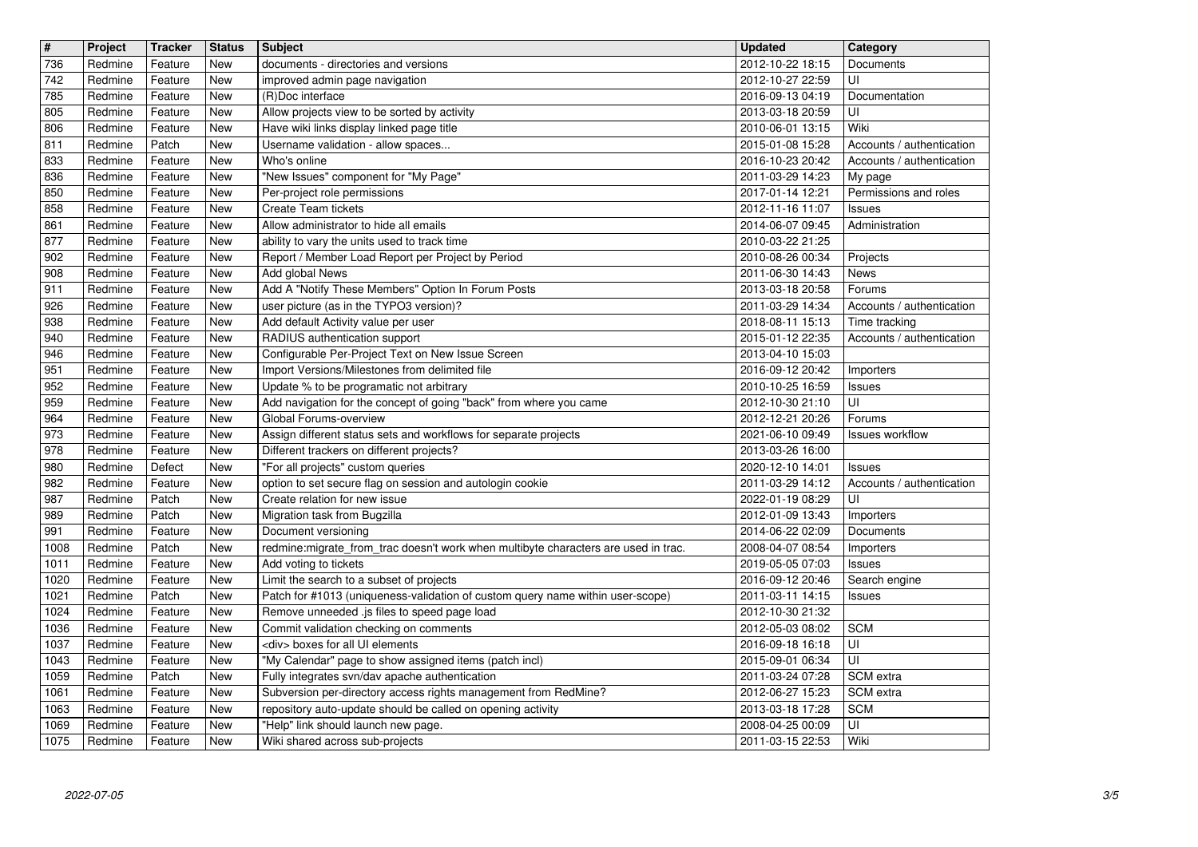| # | Project | Tracker | Status | Subject | Updated | Category |
| --- | --- | --- | --- | --- | --- | --- |
| 736 | Redmine | Feature | New | documents - directories and versions | 2012-10-22 18:15 | Documents |
| 742 | Redmine | Feature | New | improved admin page navigation | 2012-10-27 22:59 | UI |
| 785 | Redmine | Feature | New | (R)Doc interface | 2016-09-13 04:19 | Documentation |
| 805 | Redmine | Feature | New | Allow projects view to be sorted by activity | 2013-03-18 20:59 | UI |
| 806 | Redmine | Feature | New | Have wiki links display linked page title | 2010-06-01 13:15 | Wiki |
| 811 | Redmine | Patch | New | Username validation - allow spaces... | 2015-01-08 15:28 | Accounts / authentication |
| 833 | Redmine | Feature | New | Who's online | 2016-10-23 20:42 | Accounts / authentication |
| 836 | Redmine | Feature | New | "New Issues" component for "My Page" | 2011-03-29 14:23 | My page |
| 850 | Redmine | Feature | New | Per-project role permissions | 2017-01-14 12:21 | Permissions and roles |
| 858 | Redmine | Feature | New | Create Team tickets | 2012-11-16 11:07 | Issues |
| 861 | Redmine | Feature | New | Allow administrator to hide all emails | 2014-06-07 09:45 | Administration |
| 877 | Redmine | Feature | New | ability to vary the units used to track time | 2010-03-22 21:25 | |
| 902 | Redmine | Feature | New | Report / Member Load Report per Project by Period | 2010-08-26 00:34 | Projects |
| 908 | Redmine | Feature | New | Add global News | 2011-06-30 14:43 | News |
| 911 | Redmine | Feature | New | Add A "Notify These Members" Option In Forum Posts | 2013-03-18 20:58 | Forums |
| 926 | Redmine | Feature | New | user picture (as in the TYPO3 version)? | 2011-03-29 14:34 | Accounts / authentication |
| 938 | Redmine | Feature | New | Add default Activity value per user | 2018-08-11 15:13 | Time tracking |
| 940 | Redmine | Feature | New | RADIUS authentication support | 2015-01-12 22:35 | Accounts / authentication |
| 946 | Redmine | Feature | New | Configurable Per-Project Text on New Issue Screen | 2013-04-10 15:03 | |
| 951 | Redmine | Feature | New | Import Versions/Milestones from delimited file | 2016-09-12 20:42 | Importers |
| 952 | Redmine | Feature | New | Update % to be programatic not arbitrary | 2010-10-25 16:59 | Issues |
| 959 | Redmine | Feature | New | Add navigation for the concept of going "back" from where you came | 2012-10-30 21:10 | UI |
| 964 | Redmine | Feature | New | Global Forums-overview | 2012-12-21 20:26 | Forums |
| 973 | Redmine | Feature | New | Assign different status sets and workflows for separate projects | 2021-06-10 09:49 | Issues workflow |
| 978 | Redmine | Feature | New | Different trackers on different projects? | 2013-03-26 16:00 | |
| 980 | Redmine | Defect | New | "For all projects" custom queries | 2020-12-10 14:01 | Issues |
| 982 | Redmine | Feature | New | option to set secure flag on session and autologin cookie | 2011-03-29 14:12 | Accounts / authentication |
| 987 | Redmine | Patch | New | Create relation for new issue | 2022-01-19 08:29 | UI |
| 989 | Redmine | Patch | New | Migration task from Bugzilla | 2012-01-09 13:43 | Importers |
| 991 | Redmine | Feature | New | Document versioning | 2014-06-22 02:09 | Documents |
| 1008 | Redmine | Patch | New | redmine:migrate_from_trac doesn't work when multibyte characters are used in trac. | 2008-04-07 08:54 | Importers |
| 1011 | Redmine | Feature | New | Add voting to tickets | 2019-05-05 07:03 | Issues |
| 1020 | Redmine | Feature | New | Limit the search to a subset of projects | 2016-09-12 20:46 | Search engine |
| 1021 | Redmine | Patch | New | Patch for #1013 (uniqueness-validation of custom query name within user-scope) | 2011-03-11 14:15 | Issues |
| 1024 | Redmine | Feature | New | Remove unneeded .js files to speed page load | 2012-10-30 21:32 | |
| 1036 | Redmine | Feature | New | Commit validation checking on comments | 2012-05-03 08:02 | SCM |
| 1037 | Redmine | Feature | New | <div> boxes for all UI elements | 2016-09-18 16:18 | UI |
| 1043 | Redmine | Feature | New | "My Calendar" page to show assigned items (patch incl) | 2015-09-01 06:34 | UI |
| 1059 | Redmine | Patch | New | Fully integrates svn/dav apache authentication | 2011-03-24 07:28 | SCM extra |
| 1061 | Redmine | Feature | New | Subversion per-directory access rights management from RedMine? | 2012-06-27 15:23 | SCM extra |
| 1063 | Redmine | Feature | New | repository auto-update should be called on opening activity | 2013-03-18 17:28 | SCM |
| 1069 | Redmine | Feature | New | "Help" link should launch new page. | 2008-04-25 00:09 | UI |
| 1075 | Redmine | Feature | New | Wiki shared across sub-projects | 2011-03-15 22:53 | Wiki |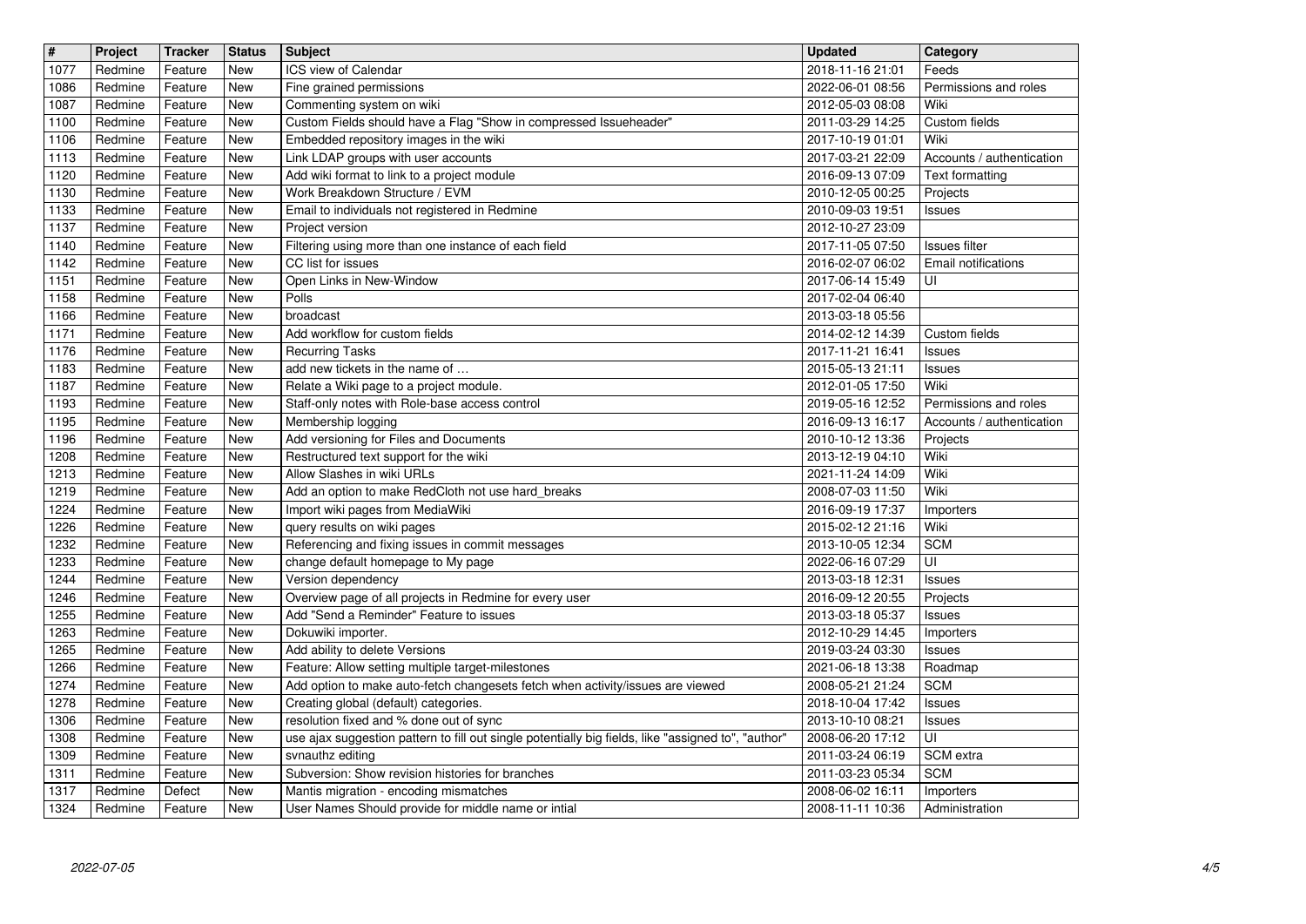| # | Project | Tracker | Status | Subject | Updated | Category |
|---|---|---|---|---|---|---|
| 1077 | Redmine | Feature | New | ICS view of Calendar | 2018-11-16 21:01 | Feeds |
| 1086 | Redmine | Feature | New | Fine grained permissions | 2022-06-01 08:56 | Permissions and roles |
| 1087 | Redmine | Feature | New | Commenting system on wiki | 2012-05-03 08:08 | Wiki |
| 1100 | Redmine | Feature | New | Custom Fields should have a Flag "Show in compressed Issueheader" | 2011-03-29 14:25 | Custom fields |
| 1106 | Redmine | Feature | New | Embedded repository images in the wiki | 2017-10-19 01:01 | Wiki |
| 1113 | Redmine | Feature | New | Link LDAP groups with user accounts | 2017-03-21 22:09 | Accounts / authentication |
| 1120 | Redmine | Feature | New | Add wiki format to link to a project module | 2016-09-13 07:09 | Text formatting |
| 1130 | Redmine | Feature | New | Work Breakdown Structure / EVM | 2010-12-05 00:25 | Projects |
| 1133 | Redmine | Feature | New | Email to individuals not registered in Redmine | 2010-09-03 19:51 | Issues |
| 1137 | Redmine | Feature | New | Project version | 2012-10-27 23:09 | |
| 1140 | Redmine | Feature | New | Filtering using more than one instance of each field | 2017-11-05 07:50 | Issues filter |
| 1142 | Redmine | Feature | New | CC list for issues | 2016-02-07 06:02 | Email notifications |
| 1151 | Redmine | Feature | New | Open Links in New-Window | 2017-06-14 15:49 | UI |
| 1158 | Redmine | Feature | New | Polls | 2017-02-04 06:40 | |
| 1166 | Redmine | Feature | New | broadcast | 2013-03-18 05:56 | |
| 1171 | Redmine | Feature | New | Add workflow for custom fields | 2014-02-12 14:39 | Custom fields |
| 1176 | Redmine | Feature | New | Recurring Tasks | 2017-11-21 16:41 | Issues |
| 1183 | Redmine | Feature | New | add new tickets in the name of … | 2015-05-13 21:11 | Issues |
| 1187 | Redmine | Feature | New | Relate a Wiki page to a project module. | 2012-01-05 17:50 | Wiki |
| 1193 | Redmine | Feature | New | Staff-only notes with Role-base access control | 2019-05-16 12:52 | Permissions and roles |
| 1195 | Redmine | Feature | New | Membership logging | 2016-09-13 16:17 | Accounts / authentication |
| 1196 | Redmine | Feature | New | Add versioning for Files and Documents | 2010-10-12 13:36 | Projects |
| 1208 | Redmine | Feature | New | Restructured text support for the wiki | 2013-12-19 04:10 | Wiki |
| 1213 | Redmine | Feature | New | Allow Slashes in wiki URLs | 2021-11-24 14:09 | Wiki |
| 1219 | Redmine | Feature | New | Add an option to make RedCloth not use hard_breaks | 2008-07-03 11:50 | Wiki |
| 1224 | Redmine | Feature | New | Import wiki pages from MediaWiki | 2016-09-19 17:37 | Importers |
| 1226 | Redmine | Feature | New | query results on wiki pages | 2015-02-12 21:16 | Wiki |
| 1232 | Redmine | Feature | New | Referencing and fixing issues in commit messages | 2013-10-05 12:34 | SCM |
| 1233 | Redmine | Feature | New | change default homepage to My page | 2022-06-16 07:29 | UI |
| 1244 | Redmine | Feature | New | Version dependency | 2013-03-18 12:31 | Issues |
| 1246 | Redmine | Feature | New | Overview page of all projects in Redmine for every user | 2016-09-12 20:55 | Projects |
| 1255 | Redmine | Feature | New | Add "Send a Reminder" Feature to issues | 2013-03-18 05:37 | Issues |
| 1263 | Redmine | Feature | New | Dokuwiki importer. | 2012-10-29 14:45 | Importers |
| 1265 | Redmine | Feature | New | Add ability to delete Versions | 2019-03-24 03:30 | Issues |
| 1266 | Redmine | Feature | New | Feature: Allow setting multiple target-milestones | 2021-06-18 13:38 | Roadmap |
| 1274 | Redmine | Feature | New | Add option to make auto-fetch changesets fetch when activity/issues are viewed | 2008-05-21 21:24 | SCM |
| 1278 | Redmine | Feature | New | Creating global (default) categories. | 2018-10-04 17:42 | Issues |
| 1306 | Redmine | Feature | New | resolution fixed and % done out of sync | 2013-10-10 08:21 | Issues |
| 1308 | Redmine | Feature | New | use ajax suggestion pattern to fill out single potentially big fields, like "assigned to", "author" | 2008-06-20 17:12 | UI |
| 1309 | Redmine | Feature | New | svnauthz editing | 2011-03-24 06:19 | SCM extra |
| 1311 | Redmine | Feature | New | Subversion: Show revision histories for branches | 2011-03-23 05:34 | SCM |
| 1317 | Redmine | Defect | New | Mantis migration - encoding mismatches | 2008-06-02 16:11 | Importers |
| 1324 | Redmine | Feature | New | User Names Should provide for middle name or intial | 2008-11-11 10:36 | Administration |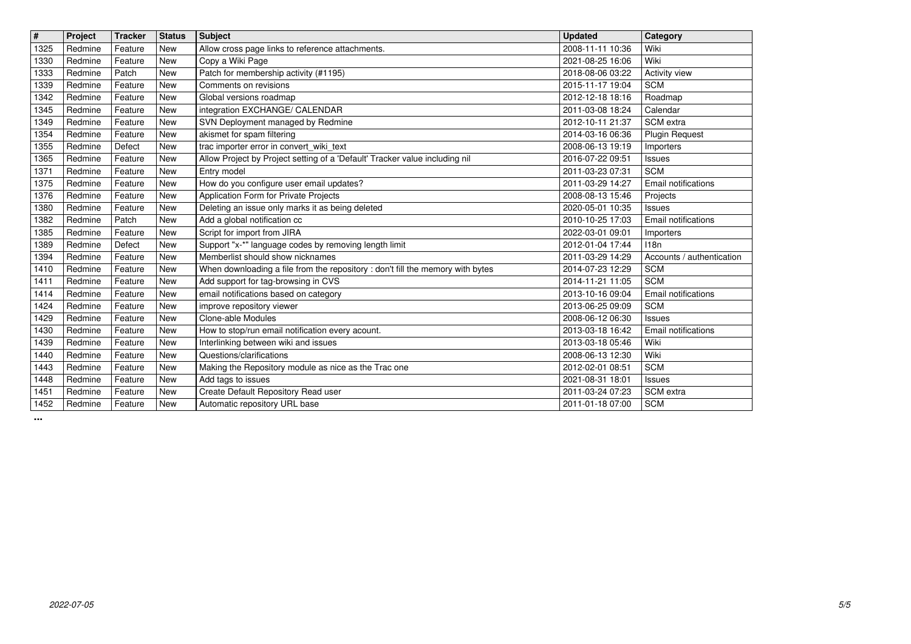| # | Project | Tracker | Status | Subject | Updated | Category |
|---|---|---|---|---|---|---|
| 1325 | Redmine | Feature | New | Allow cross page links to reference attachments. | 2008-11-11 10:36 | Wiki |
| 1330 | Redmine | Feature | New | Copy a Wiki Page | 2021-08-25 16:06 | Wiki |
| 1333 | Redmine | Patch | New | Patch for membership activity (#1195) | 2018-08-06 03:22 | Activity view |
| 1339 | Redmine | Feature | New | Comments on revisions | 2015-11-17 19:04 | SCM |
| 1342 | Redmine | Feature | New | Global versions roadmap | 2012-12-18 18:16 | Roadmap |
| 1345 | Redmine | Feature | New | integration EXCHANGE/ CALENDAR | 2011-03-08 18:24 | Calendar |
| 1349 | Redmine | Feature | New | SVN Deployment managed by Redmine | 2012-10-11 21:37 | SCM extra |
| 1354 | Redmine | Feature | New | akismet for spam filtering | 2014-03-16 06:36 | Plugin Request |
| 1355 | Redmine | Defect | New | trac importer error in convert_wiki_text | 2008-06-13 19:19 | Importers |
| 1365 | Redmine | Feature | New | Allow Project by Project setting of a 'Default' Tracker value including nil | 2016-07-22 09:51 | Issues |
| 1371 | Redmine | Feature | New | Entry model | 2011-03-23 07:31 | SCM |
| 1375 | Redmine | Feature | New | How do you configure user email updates? | 2011-03-29 14:27 | Email notifications |
| 1376 | Redmine | Feature | New | Application Form for Private Projects | 2008-08-13 15:46 | Projects |
| 1380 | Redmine | Feature | New | Deleting an issue only marks it as being deleted | 2020-05-01 10:35 | Issues |
| 1382 | Redmine | Patch | New | Add a global notification cc | 2010-10-25 17:03 | Email notifications |
| 1385 | Redmine | Feature | New | Script for import from JIRA | 2022-03-01 09:01 | Importers |
| 1389 | Redmine | Defect | New | Support "x-*" language codes by removing length limit | 2012-01-04 17:44 | I18n |
| 1394 | Redmine | Feature | New | Memberlist should show nicknames | 2011-03-29 14:29 | Accounts / authentication |
| 1410 | Redmine | Feature | New | When downloading a file from the repository : don't fill the memory with bytes | 2014-07-23 12:29 | SCM |
| 1411 | Redmine | Feature | New | Add support for tag-browsing in CVS | 2014-11-21 11:05 | SCM |
| 1414 | Redmine | Feature | New | email notifications based on category | 2013-10-16 09:04 | Email notifications |
| 1424 | Redmine | Feature | New | improve repository viewer | 2013-06-25 09:09 | SCM |
| 1429 | Redmine | Feature | New | Clone-able Modules | 2008-06-12 06:30 | Issues |
| 1430 | Redmine | Feature | New | How to stop/run email notification every acount. | 2013-03-18 16:42 | Email notifications |
| 1439 | Redmine | Feature | New | Interlinking between wiki and issues | 2013-03-18 05:46 | Wiki |
| 1440 | Redmine | Feature | New | Questions/clarifications | 2008-06-13 12:30 | Wiki |
| 1443 | Redmine | Feature | New | Making the Repository module as nice as the Trac one | 2012-02-01 08:51 | SCM |
| 1448 | Redmine | Feature | New | Add tags to issues | 2021-08-31 18:01 | Issues |
| 1451 | Redmine | Feature | New | Create Default Repository Read user | 2011-03-24 07:23 | SCM extra |
| 1452 | Redmine | Feature | New | Automatic repository URL base | 2011-01-18 07:00 | SCM |

...